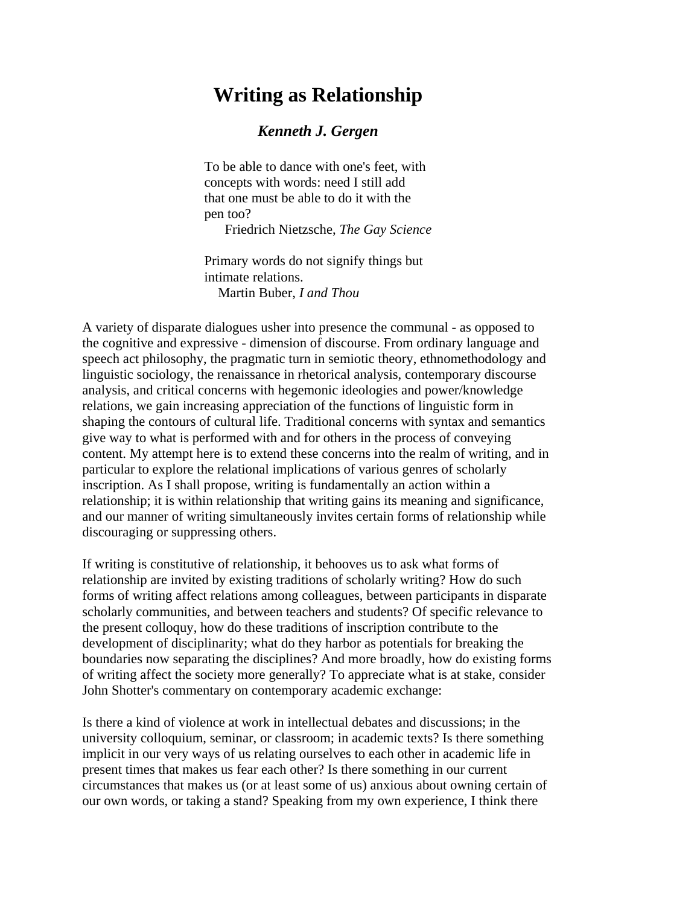# Writing as Relationship

### *Kenneth J. Gergen*

> To be able to dance with one's feet, with concepts with words: need I still add that one must be able to do it with the pen too?
> Friedrich Nietzsche, *The Gay Science*

> Primary words do not signify things but intimate relations.
> Martin Buber, *I and Thou*

A variety of disparate dialogues usher into presence the communal - as opposed to the cognitive and expressive - dimension of discourse. From ordinary language and speech act philosophy, the pragmatic turn in semiotic theory, ethnomethodology and linguistic sociology, the renaissance in rhetorical analysis, contemporary discourse analysis, and critical concerns with hegemonic ideologies and power/knowledge relations, we gain increasing appreciation of the functions of linguistic form in shaping the contours of cultural life. Traditional concerns with syntax and semantics give way to what is performed with and for others in the process of conveying content. My attempt here is to extend these concerns into the realm of writing, and in particular to explore the relational implications of various genres of scholarly inscription. As I shall propose, writing is fundamentally an action within a relationship; it is within relationship that writing gains its meaning and significance, and our manner of writing simultaneously invites certain forms of relationship while discouraging or suppressing others.

If writing is constitutive of relationship, it behooves us to ask what forms of relationship are invited by existing traditions of scholarly writing? How do such forms of writing affect relations among colleagues, between participants in disparate scholarly communities, and between teachers and students? Of specific relevance to the present colloquy, how do these traditions of inscription contribute to the development of disciplinarity; what do they harbor as potentials for breaking the boundaries now separating the disciplines? And more broadly, how do existing forms of writing affect the society more generally? To appreciate what is at stake, consider John Shotter's commentary on contemporary academic exchange:

Is there a kind of violence at work in intellectual debates and discussions; in the university colloquium, seminar, or classroom; in academic texts? Is there something implicit in our very ways of us relating ourselves to each other in academic life in present times that makes us fear each other? Is there something in our current circumstances that makes us (or at least some of us) anxious about owning certain of our own words, or taking a stand? Speaking from my own experience, I think there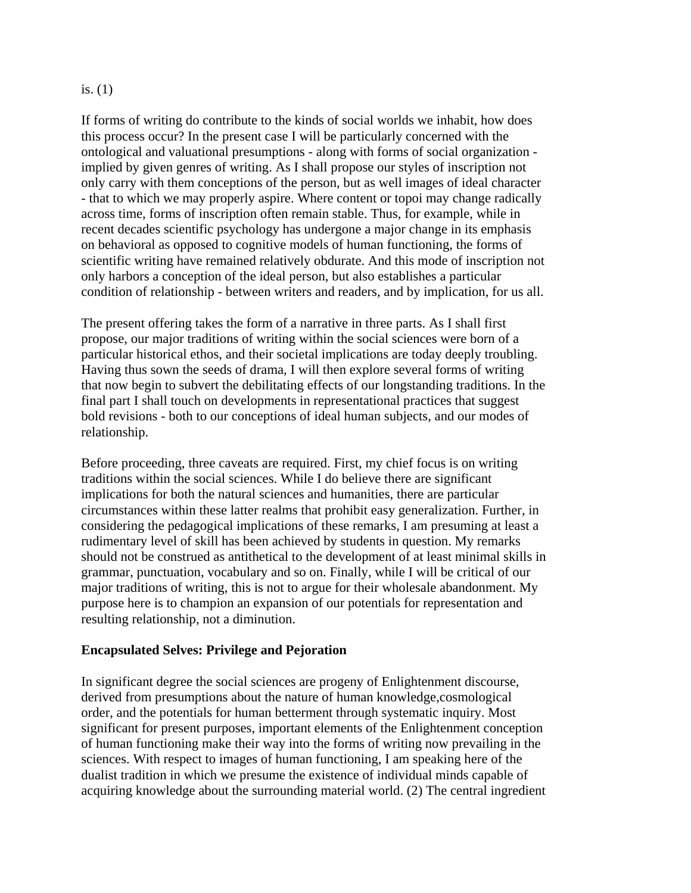is. (1)

If forms of writing do contribute to the kinds of social worlds we inhabit, how does this process occur? In the present case I will be particularly concerned with the ontological and valuational presumptions - along with forms of social organization - implied by given genres of writing. As I shall propose our styles of inscription not only carry with them conceptions of the person, but as well images of ideal character - that to which we may properly aspire. Where content or topoi may change radically across time, forms of inscription often remain stable. Thus, for example, while in recent decades scientific psychology has undergone a major change in its emphasis on behavioral as opposed to cognitive models of human functioning, the forms of scientific writing have remained relatively obdurate. And this mode of inscription not only harbors a conception of the ideal person, but also establishes a particular condition of relationship - between writers and readers, and by implication, for us all.

The present offering takes the form of a narrative in three parts. As I shall first propose, our major traditions of writing within the social sciences were born of a particular historical ethos, and their societal implications are today deeply troubling. Having thus sown the seeds of drama, I will then explore several forms of writing that now begin to subvert the debilitating effects of our longstanding traditions. In the final part I shall touch on developments in representational practices that suggest bold revisions - both to our conceptions of ideal human subjects, and our modes of relationship.

Before proceeding, three caveats are required. First, my chief focus is on writing traditions within the social sciences. While I do believe there are significant implications for both the natural sciences and humanities, there are particular circumstances within these latter realms that prohibit easy generalization. Further, in considering the pedagogical implications of these remarks, I am presuming at least a rudimentary level of skill has been achieved by students in question. My remarks should not be construed as antithetical to the development of at least minimal skills in grammar, punctuation, vocabulary and so on. Finally, while I will be critical of our major traditions of writing, this is not to argue for their wholesale abandonment. My purpose here is to champion an expansion of our potentials for representation and resulting relationship, not a diminution.

**Encapsulated Selves: Privilege and Pejoration**

In significant degree the social sciences are progeny of Enlightenment discourse, derived from presumptions about the nature of human knowledge,cosmological order, and the potentials for human betterment through systematic inquiry. Most significant for present purposes, important elements of the Enlightenment conception of human functioning make their way into the forms of writing now prevailing in the sciences. With respect to images of human functioning, I am speaking here of the dualist tradition in which we presume the existence of individual minds capable of acquiring knowledge about the surrounding material world. (2) The central ingredient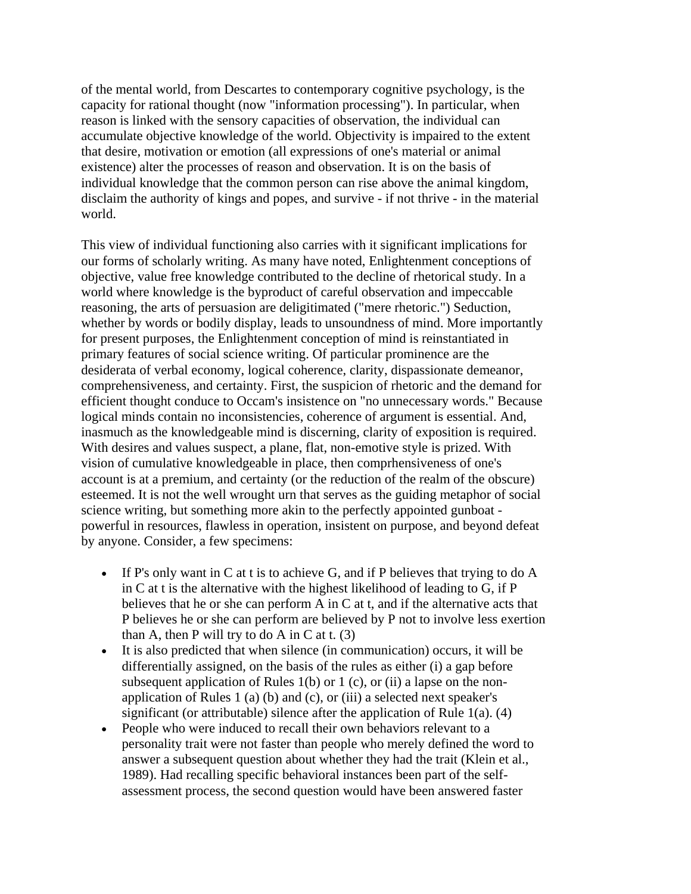of the mental world, from Descartes to contemporary cognitive psychology, is the capacity for rational thought (now "information processing"). In particular, when reason is linked with the sensory capacities of observation, the individual can accumulate objective knowledge of the world. Objectivity is impaired to the extent that desire, motivation or emotion (all expressions of one's material or animal existence) alter the processes of reason and observation. It is on the basis of individual knowledge that the common person can rise above the animal kingdom, disclaim the authority of kings and popes, and survive - if not thrive - in the material world.

This view of individual functioning also carries with it significant implications for our forms of scholarly writing. As many have noted, Enlightenment conceptions of objective, value free knowledge contributed to the decline of rhetorical study. In a world where knowledge is the byproduct of careful observation and impeccable reasoning, the arts of persuasion are deligitimated ("mere rhetoric.") Seduction, whether by words or bodily display, leads to unsoundness of mind. More importantly for present purposes, the Enlightenment conception of mind is reinstantiated in primary features of social science writing. Of particular prominence are the desiderata of verbal economy, logical coherence, clarity, dispassionate demeanor, comprehensiveness, and certainty. First, the suspicion of rhetoric and the demand for efficient thought conduce to Occam's insistence on "no unnecessary words." Because logical minds contain no inconsistencies, coherence of argument is essential. And, inasmuch as the knowledgeable mind is discerning, clarity of exposition is required. With desires and values suspect, a plane, flat, non-emotive style is prized. With vision of cumulative knowledgeable in place, then comprhensiveness of one's account is at a premium, and certainty (or the reduction of the realm of the obscure) esteemed. It is not the well wrought urn that serves as the guiding metaphor of social science writing, but something more akin to the perfectly appointed gunboat - powerful in resources, flawless in operation, insistent on purpose, and beyond defeat by anyone. Consider, a few specimens:

- If P's only want in C at t is to achieve G, and if P believes that trying to do A in C at t is the alternative with the highest likelihood of leading to G, if P believes that he or she can perform A in C at t, and if the alternative acts that P believes he or she can perform are believed by P not to involve less exertion than A, then P will try to do A in C at t. (3)
- It is also predicted that when silence (in communication) occurs, it will be differentially assigned, on the basis of the rules as either (i) a gap before subsequent application of Rules 1(b) or 1 (c), or (ii) a lapse on the non-application of Rules 1 (a) (b) and (c), or (iii) a selected next speaker's significant (or attributable) silence after the application of Rule 1(a). (4)
- People who were induced to recall their own behaviors relevant to a personality trait were not faster than people who merely defined the word to answer a subsequent question about whether they had the trait (Klein et al., 1989). Had recalling specific behavioral instances been part of the self-assessment process, the second question would have been answered faster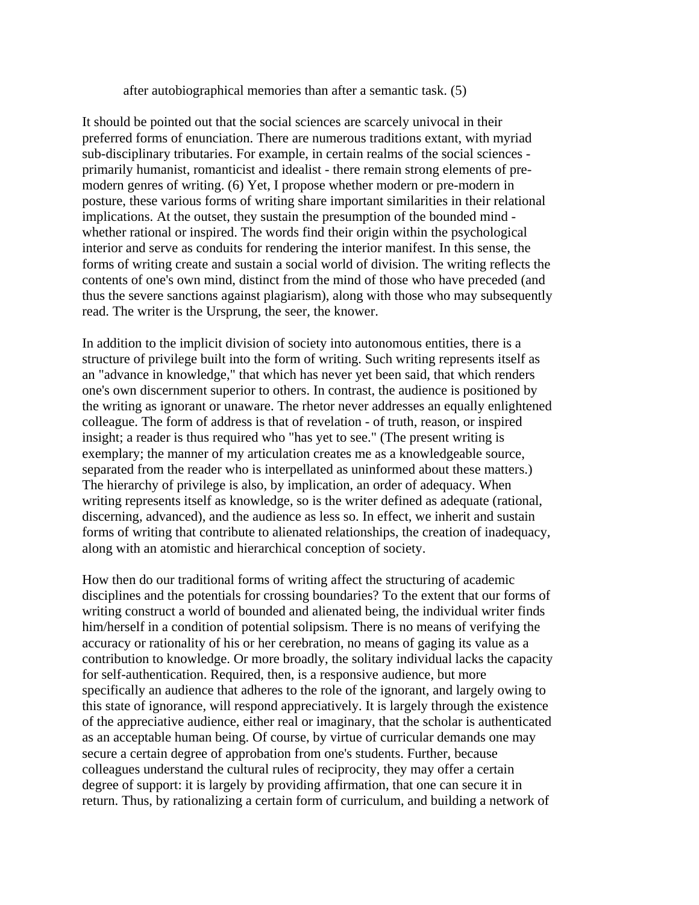after autobiographical memories than after a semantic task. (5)

It should be pointed out that the social sciences are scarcely univocal in their preferred forms of enunciation. There are numerous traditions extant, with myriad sub-disciplinary tributaries. For example, in certain realms of the social sciences - primarily humanist, romanticist and idealist - there remain strong elements of pre-modern genres of writing. (6) Yet, I propose whether modern or pre-modern in posture, these various forms of writing share important similarities in their relational implications. At the outset, they sustain the presumption of the bounded mind - whether rational or inspired. The words find their origin within the psychological interior and serve as conduits for rendering the interior manifest. In this sense, the forms of writing create and sustain a social world of division. The writing reflects the contents of one's own mind, distinct from the mind of those who have preceded (and thus the severe sanctions against plagiarism), along with those who may subsequently read. The writer is the Ursprung, the seer, the knower.

In addition to the implicit division of society into autonomous entities, there is a structure of privilege built into the form of writing. Such writing represents itself as an "advance in knowledge," that which has never yet been said, that which renders one's own discernment superior to others. In contrast, the audience is positioned by the writing as ignorant or unaware. The rhetor never addresses an equally enlightened colleague. The form of address is that of revelation - of truth, reason, or inspired insight; a reader is thus required who "has yet to see." (The present writing is exemplary; the manner of my articulation creates me as a knowledgeable source, separated from the reader who is interpellated as uninformed about these matters.) The hierarchy of privilege is also, by implication, an order of adequacy. When writing represents itself as knowledge, so is the writer defined as adequate (rational, discerning, advanced), and the audience as less so. In effect, we inherit and sustain forms of writing that contribute to alienated relationships, the creation of inadequacy, along with an atomistic and hierarchical conception of society.

How then do our traditional forms of writing affect the structuring of academic disciplines and the potentials for crossing boundaries? To the extent that our forms of writing construct a world of bounded and alienated being, the individual writer finds him/herself in a condition of potential solipsism. There is no means of verifying the accuracy or rationality of his or her cerebration, no means of gaging its value as a contribution to knowledge. Or more broadly, the solitary individual lacks the capacity for self-authentication. Required, then, is a responsive audience, but more specifically an audience that adheres to the role of the ignorant, and largely owing to this state of ignorance, will respond appreciatively. It is largely through the existence of the appreciative audience, either real or imaginary, that the scholar is authenticated as an acceptable human being. Of course, by virtue of curricular demands one may secure a certain degree of approbation from one's students. Further, because colleagues understand the cultural rules of reciprocity, they may offer a certain degree of support: it is largely by providing affirmation, that one can secure it in return. Thus, by rationalizing a certain form of curriculum, and building a network of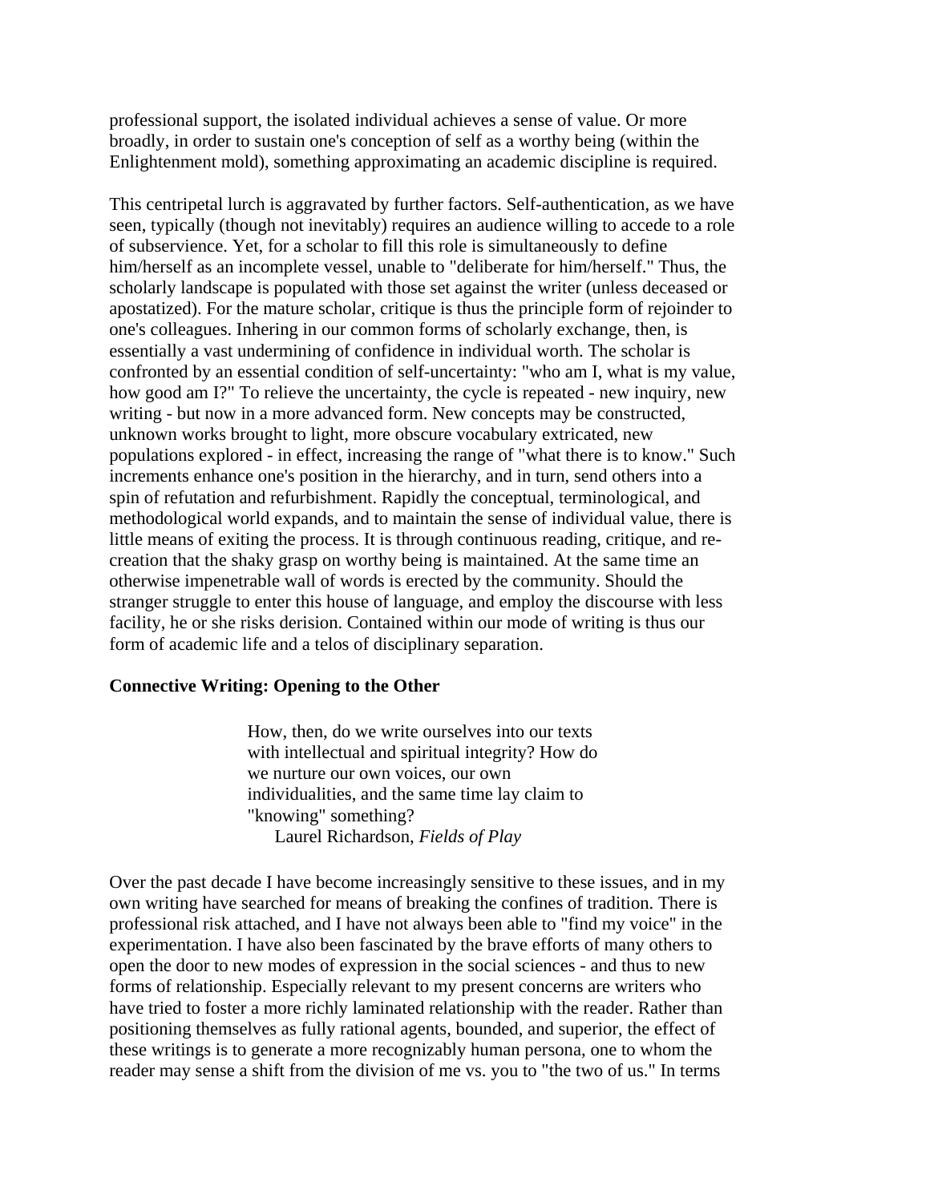professional support, the isolated individual achieves a sense of value. Or more broadly, in order to sustain one's conception of self as a worthy being (within the Enlightenment mold), something approximating an academic discipline is required.

This centripetal lurch is aggravated by further factors. Self-authentication, as we have seen, typically (though not inevitably) requires an audience willing to accede to a role of subservience. Yet, for a scholar to fill this role is simultaneously to define him/herself as an incomplete vessel, unable to "deliberate for him/herself." Thus, the scholarly landscape is populated with those set against the writer (unless deceased or apostatized). For the mature scholar, critique is thus the principle form of rejoinder to one's colleagues. Inhering in our common forms of scholarly exchange, then, is essentially a vast undermining of confidence in individual worth. The scholar is confronted by an essential condition of self-uncertainty: "who am I, what is my value, how good am I?" To relieve the uncertainty, the cycle is repeated - new inquiry, new writing - but now in a more advanced form. New concepts may be constructed, unknown works brought to light, more obscure vocabulary extricated, new populations explored - in effect, increasing the range of "what there is to know." Such increments enhance one's position in the hierarchy, and in turn, send others into a spin of refutation and refurbishment. Rapidly the conceptual, terminological, and methodological world expands, and to maintain the sense of individual value, there is little means of exiting the process. It is through continuous reading, critique, and re-creation that the shaky grasp on worthy being is maintained. At the same time an otherwise impenetrable wall of words is erected by the community. Should the stranger struggle to enter this house of language, and employ the discourse with less facility, he or she risks derision. Contained within our mode of writing is thus our form of academic life and a telos of disciplinary separation.

## Connective Writing: Opening to the Other

> How, then, do we write ourselves into our texts with intellectual and spiritual integrity? How do we nurture our own voices, our own individualities, and the same time lay claim to "knowing" something?
>
> Laurel Richardson, *Fields of Play*

Over the past decade I have become increasingly sensitive to these issues, and in my own writing have searched for means of breaking the confines of tradition. There is professional risk attached, and I have not always been able to "find my voice" in the experimentation. I have also been fascinated by the brave efforts of many others to open the door to new modes of expression in the social sciences - and thus to new forms of relationship. Especially relevant to my present concerns are writers who have tried to foster a more richly laminated relationship with the reader. Rather than positioning themselves as fully rational agents, bounded, and superior, the effect of these writings is to generate a more recognizably human persona, one to whom the reader may sense a shift from the division of me vs. you to "the two of us." In terms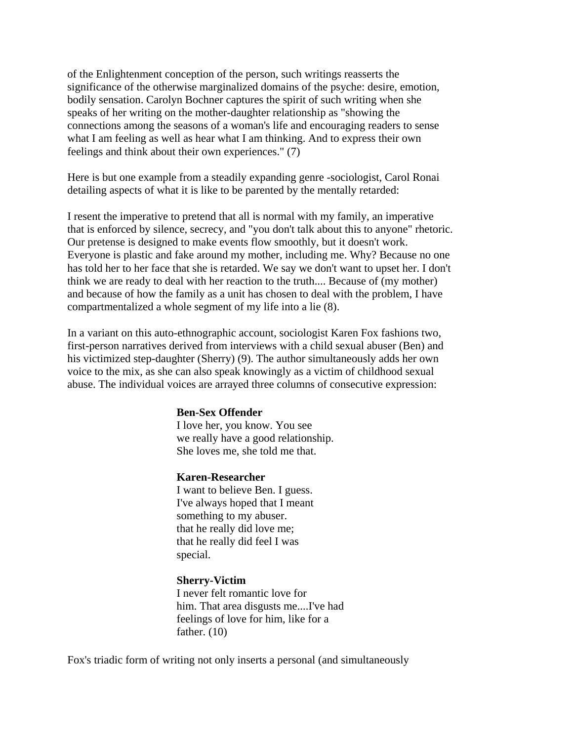of the Enlightenment conception of the person, such writings reasserts the significance of the otherwise marginalized domains of the psyche: desire, emotion, bodily sensation. Carolyn Bochner captures the spirit of such writing when she speaks of her writing on the mother-daughter relationship as "showing the connections among the seasons of a woman's life and encouraging readers to sense what I am feeling as well as hear what I am thinking. And to express their own feelings and think about their own experiences." (7)

Here is but one example from a steadily expanding genre -sociologist, Carol Ronai detailing aspects of what it is like to be parented by the mentally retarded:

I resent the imperative to pretend that all is normal with my family, an imperative that is enforced by silence, secrecy, and "you don't talk about this to anyone" rhetoric. Our pretense is designed to make events flow smoothly, but it doesn't work. Everyone is plastic and fake around my mother, including me. Why? Because no one has told her to her face that she is retarded. We say we don't want to upset her. I don't think we are ready to deal with her reaction to the truth.... Because of (my mother) and because of how the family as a unit has chosen to deal with the problem, I have compartmentalized a whole segment of my life into a lie (8).

In a variant on this auto-ethnographic account, sociologist Karen Fox fashions two, first-person narratives derived from interviews with a child sexual abuser (Ben) and his victimized step-daughter (Sherry) (9). The author simultaneously adds her own voice to the mix, as she can also speak knowingly as a victim of childhood sexual abuse. The individual voices are arrayed three columns of consecutive expression:

> **Ben-Sex Offender**
> I love her, you know. You see
> we really have a good relationship.
> She loves me, she told me that.
>
> **Karen-Researcher**
> I want to believe Ben. I guess.
> I've always hoped that I meant
> something to my abuser.
> that he really did love me;
> that he really did feel I was
> special.
>
> **Sherry-Victim**
> I never felt romantic love for
> him. That area disgusts me....I've had
> feelings of love for him, like for a
> father. (10)

Fox's triadic form of writing not only inserts a personal (and simultaneously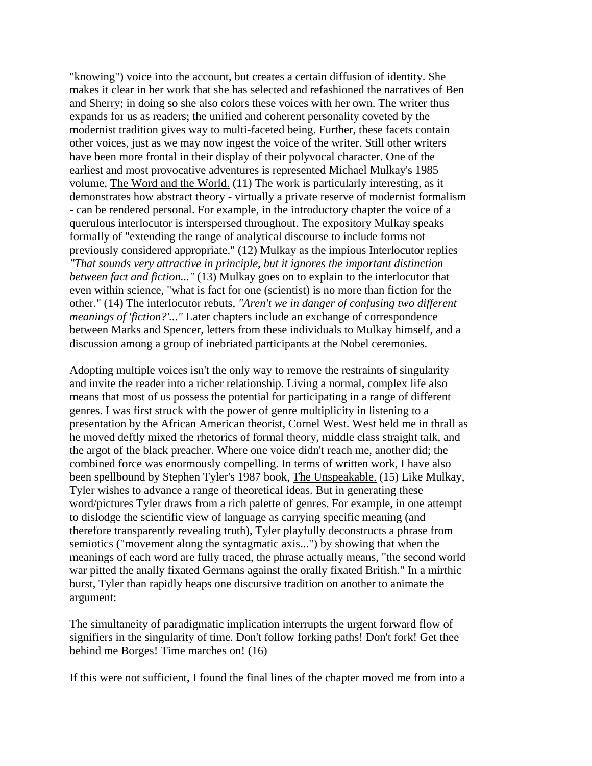"knowing") voice into the account, but creates a certain diffusion of identity. She makes it clear in her work that she has selected and refashioned the narratives of Ben and Sherry; in doing so she also colors these voices with her own. The writer thus expands for us as readers; the unified and coherent personality coveted by the modernist tradition gives way to multi-faceted being. Further, these facets contain other voices, just as we may now ingest the voice of the writer. Still other writers have been more frontal in their display of their polyvocal character. One of the earliest and most provocative adventures is represented Michael Mulkay's 1985 volume, The Word and the World. (11) The work is particularly interesting, as it demonstrates how abstract theory - virtually a private reserve of modernist formalism - can be rendered personal. For example, in the introductory chapter the voice of a querulous interlocutor is interspersed throughout. The expository Mulkay speaks formally of "extending the range of analytical discourse to include forms not previously considered appropriate." (12) Mulkay as the impious Interlocutor replies *"That sounds very attractive in principle, but it ignores the important distinction between fact and fiction..."* (13) Mulkay goes on to explain to the interlocutor that even within science, "what is fact for one (scientist) is no more than fiction for the other." (14) The interlocutor rebuts, *"Aren't we in danger of confusing two different meanings of 'fiction?'..."* Later chapters include an exchange of correspondence between Marks and Spencer, letters from these individuals to Mulkay himself, and a discussion among a group of inebriated participants at the Nobel ceremonies.

Adopting multiple voices isn't the only way to remove the restraints of singularity and invite the reader into a richer relationship. Living a normal, complex life also means that most of us possess the potential for participating in a range of different genres. I was first struck with the power of genre multiplicity in listening to a presentation by the African American theorist, Cornel West. West held me in thrall as he moved deftly mixed the rhetorics of formal theory, middle class straight talk, and the argot of the black preacher. Where one voice didn't reach me, another did; the combined force was enormously compelling. In terms of written work, I have also been spellbound by Stephen Tyler's 1987 book, The Unspeakable. (15) Like Mulkay, Tyler wishes to advance a range of theoretical ideas. But in generating these word/pictures Tyler draws from a rich palette of genres. For example, in one attempt to dislodge the scientific view of language as carrying specific meaning (and therefore transparently revealing truth), Tyler playfully deconstructs a phrase from semiotics ("movement along the syntagmatic axis...") by showing that when the meanings of each word are fully traced, the phrase actually means, "the second world war pitted the anally fixated Germans against the orally fixated British." In a mirthic burst, Tyler than rapidly heaps one discursive tradition on another to animate the argument:

The simultaneity of paradigmatic implication interrupts the urgent forward flow of signifiers in the singularity of time. Don't follow forking paths! Don't fork! Get thee behind me Borges! Time marches on! (16)

If this were not sufficient, I found the final lines of the chapter moved me from into a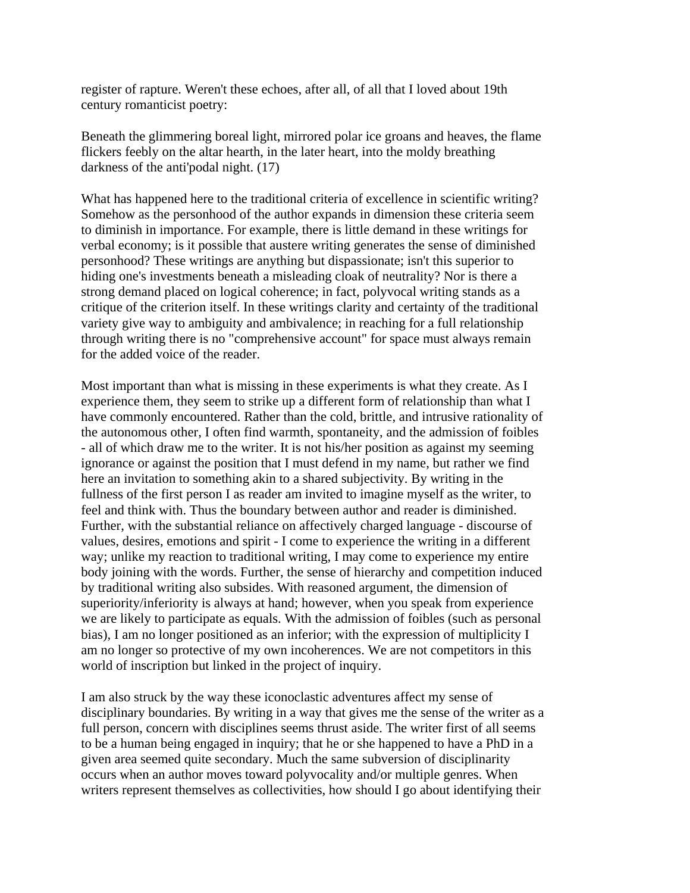register of rapture. Weren't these echoes, after all, of all that I loved about 19th century romanticist poetry:

Beneath the glimmering boreal light, mirrored polar ice groans and heaves, the flame flickers feebly on the altar hearth, in the later heart, into the moldy breathing darkness of the anti'podal night. (17)

What has happened here to the traditional criteria of excellence in scientific writing? Somehow as the personhood of the author expands in dimension these criteria seem to diminish in importance. For example, there is little demand in these writings for verbal economy; is it possible that austere writing generates the sense of diminished personhood? These writings are anything but dispassionate; isn't this superior to hiding one's investments beneath a misleading cloak of neutrality? Nor is there a strong demand placed on logical coherence; in fact, polyvocal writing stands as a critique of the criterion itself. In these writings clarity and certainty of the traditional variety give way to ambiguity and ambivalence; in reaching for a full relationship through writing there is no "comprehensive account" for space must always remain for the added voice of the reader.

Most important than what is missing in these experiments is what they create. As I experience them, they seem to strike up a different form of relationship than what I have commonly encountered. Rather than the cold, brittle, and intrusive rationality of the autonomous other, I often find warmth, spontaneity, and the admission of foibles - all of which draw me to the writer. It is not his/her position as against my seeming ignorance or against the position that I must defend in my name, but rather we find here an invitation to something akin to a shared subjectivity. By writing in the fullness of the first person I as reader am invited to imagine myself as the writer, to feel and think with. Thus the boundary between author and reader is diminished. Further, with the substantial reliance on affectively charged language - discourse of values, desires, emotions and spirit - I come to experience the writing in a different way; unlike my reaction to traditional writing, I may come to experience my entire body joining with the words. Further, the sense of hierarchy and competition induced by traditional writing also subsides. With reasoned argument, the dimension of superiority/inferiority is always at hand; however, when you speak from experience we are likely to participate as equals. With the admission of foibles (such as personal bias), I am no longer positioned as an inferior; with the expression of multiplicity I am no longer so protective of my own incoherences. We are not competitors in this world of inscription but linked in the project of inquiry.

I am also struck by the way these iconoclastic adventures affect my sense of disciplinary boundaries. By writing in a way that gives me the sense of the writer as a full person, concern with disciplines seems thrust aside. The writer first of all seems to be a human being engaged in inquiry; that he or she happened to have a PhD in a given area seemed quite secondary. Much the same subversion of disciplinarity occurs when an author moves toward polyvocality and/or multiple genres. When writers represent themselves as collectivities, how should I go about identifying their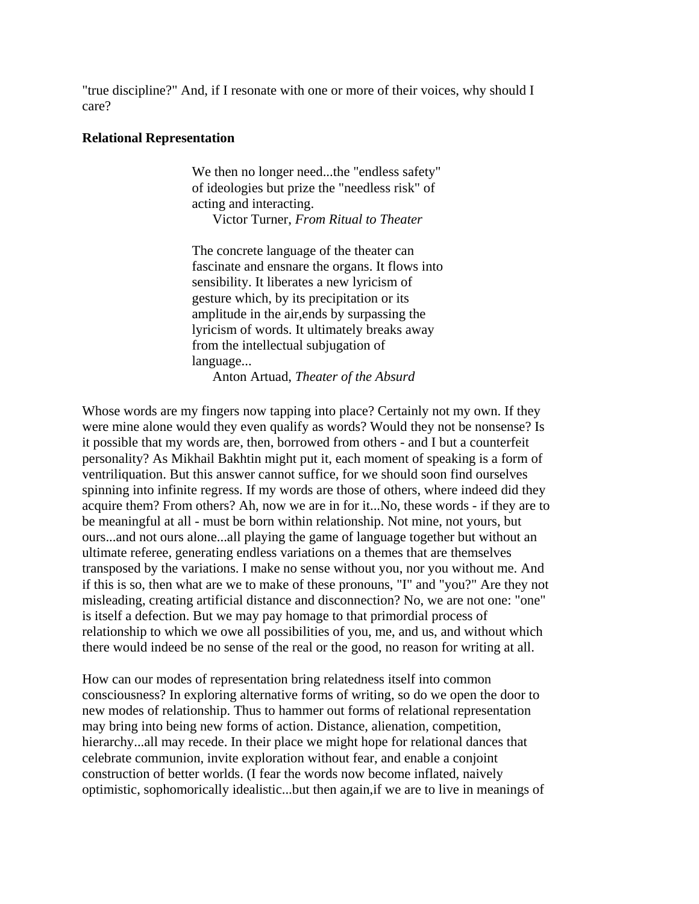"true discipline?" And, if I resonate with one or more of their voices, why should I care?

**Relational Representation**

> We then no longer need...the "endless safety" of ideologies but prize the "needless risk" of acting and interacting.
>
> Victor Turner, *From Ritual to Theater*

> The concrete language of the theater can fascinate and ensnare the organs. It flows into sensibility. It liberates a new lyricism of gesture which, by its precipitation or its amplitude in the air,ends by surpassing the lyricism of words. It ultimately breaks away from the intellectual subjugation of language...
>
> Anton Artuad, *Theater of the Absurd*

Whose words are my fingers now tapping into place? Certainly not my own. If they were mine alone would they even qualify as words? Would they not be nonsense? Is it possible that my words are, then, borrowed from others - and I but a counterfeit personality? As Mikhail Bakhtin might put it, each moment of speaking is a form of ventriliquation. But this answer cannot suffice, for we should soon find ourselves spinning into infinite regress. If my words are those of others, where indeed did they acquire them? From others? Ah, now we are in for it...No, these words - if they are to be meaningful at all - must be born within relationship. Not mine, not yours, but ours...and not ours alone...all playing the game of language together but without an ultimate referee, generating endless variations on a themes that are themselves transposed by the variations. I make no sense without you, nor you without me. And if this is so, then what are we to make of these pronouns, "I" and "you?" Are they not misleading, creating artificial distance and disconnection? No, we are not one: "one" is itself a defection. But we may pay homage to that primordial process of relationship to which we owe all possibilities of you, me, and us, and without which there would indeed be no sense of the real or the good, no reason for writing at all.

How can our modes of representation bring relatedness itself into common consciousness? In exploring alternative forms of writing, so do we open the door to new modes of relationship. Thus to hammer out forms of relational representation may bring into being new forms of action. Distance, alienation, competition, hierarchy...all may recede. In their place we might hope for relational dances that celebrate communion, invite exploration without fear, and enable a conjoint construction of better worlds. (I fear the words now become inflated, naively optimistic, sophomorically idealistic...but then again,if we are to live in meanings of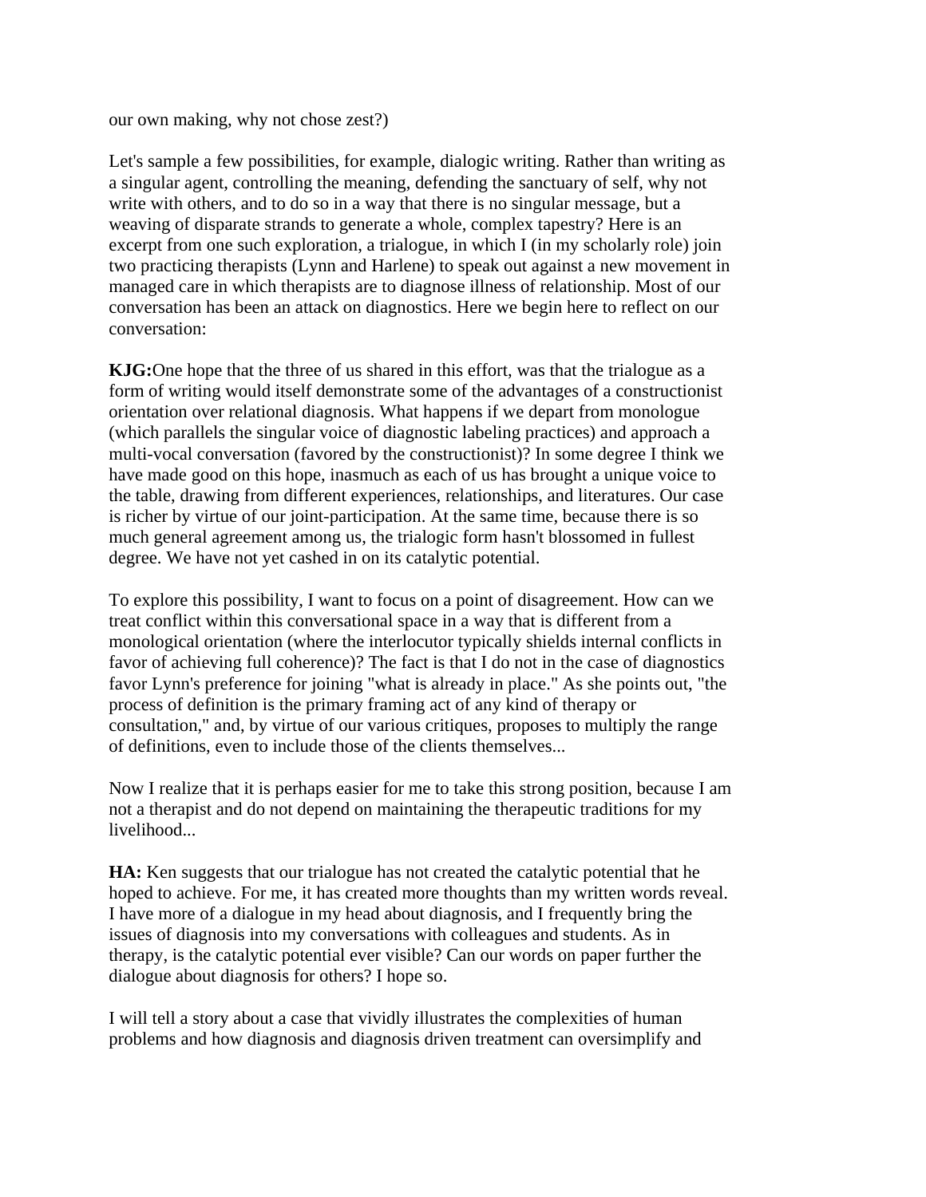our own making, why not chose zest?)

Let's sample a few possibilities, for example, dialogic writing. Rather than writing as a singular agent, controlling the meaning, defending the sanctuary of self, why not write with others, and to do so in a way that there is no singular message, but a weaving of disparate strands to generate a whole, complex tapestry? Here is an excerpt from one such exploration, a trialogue, in which I (in my scholarly role) join two practicing therapists (Lynn and Harlene) to speak out against a new movement in managed care in which therapists are to diagnose illness of relationship. Most of our conversation has been an attack on diagnostics. Here we begin here to reflect on our conversation:

**KJG:**One hope that the three of us shared in this effort, was that the trialogue as a form of writing would itself demonstrate some of the advantages of a constructionist orientation over relational diagnosis. What happens if we depart from monologue (which parallels the singular voice of diagnostic labeling practices) and approach a multi-vocal conversation (favored by the constructionist)? In some degree I think we have made good on this hope, inasmuch as each of us has brought a unique voice to the table, drawing from different experiences, relationships, and literatures. Our case is richer by virtue of our joint-participation. At the same time, because there is so much general agreement among us, the trialogic form hasn't blossomed in fullest degree. We have not yet cashed in on its catalytic potential.

To explore this possibility, I want to focus on a point of disagreement. How can we treat conflict within this conversational space in a way that is different from a monological orientation (where the interlocutor typically shields internal conflicts in favor of achieving full coherence)? The fact is that I do not in the case of diagnostics favor Lynn's preference for joining "what is already in place." As she points out, "the process of definition is the primary framing act of any kind of therapy or consultation," and, by virtue of our various critiques, proposes to multiply the range of definitions, even to include those of the clients themselves...

Now I realize that it is perhaps easier for me to take this strong position, because I am not a therapist and do not depend on maintaining the therapeutic traditions for my livelihood...

**HA:** Ken suggests that our trialogue has not created the catalytic potential that he hoped to achieve. For me, it has created more thoughts than my written words reveal. I have more of a dialogue in my head about diagnosis, and I frequently bring the issues of diagnosis into my conversations with colleagues and students. As in therapy, is the catalytic potential ever visible? Can our words on paper further the dialogue about diagnosis for others? I hope so.

I will tell a story about a case that vividly illustrates the complexities of human problems and how diagnosis and diagnosis driven treatment can oversimplify and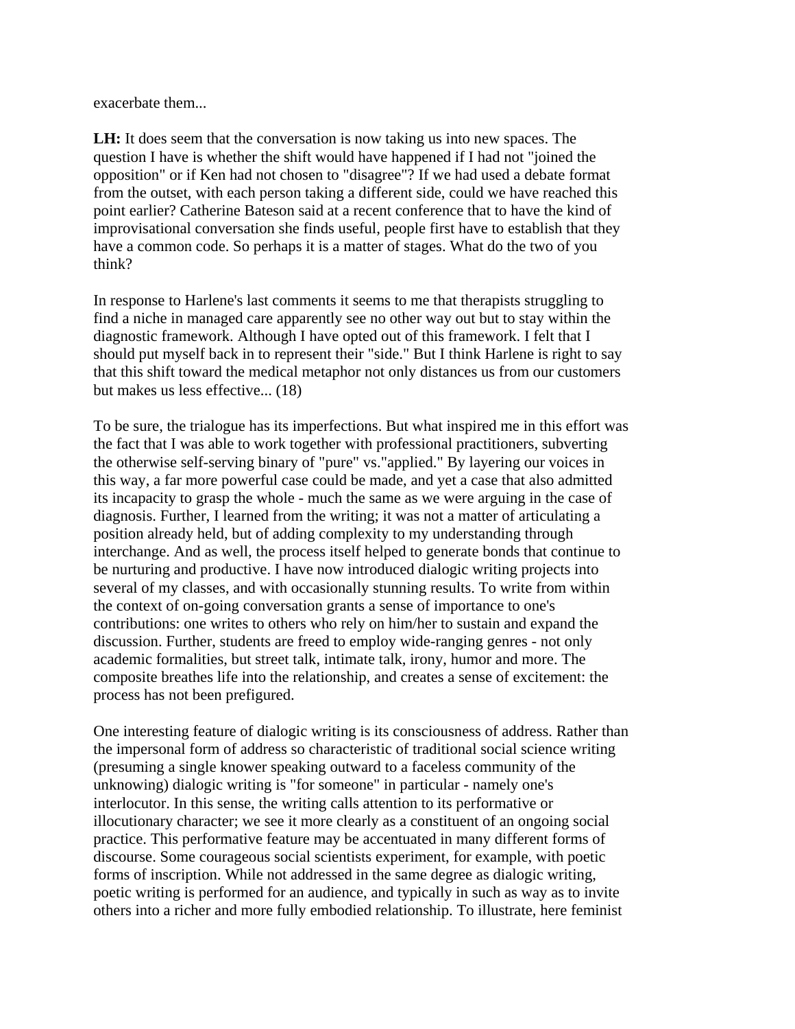exacerbate them...

**LH:** It does seem that the conversation is now taking us into new spaces. The question I have is whether the shift would have happened if I had not "joined the opposition" or if Ken had not chosen to "disagree"? If we had used a debate format from the outset, with each person taking a different side, could we have reached this point earlier? Catherine Bateson said at a recent conference that to have the kind of improvisational conversation she finds useful, people first have to establish that they have a common code. So perhaps it is a matter of stages. What do the two of you think?

In response to Harlene's last comments it seems to me that therapists struggling to find a niche in managed care apparently see no other way out but to stay within the diagnostic framework. Although I have opted out of this framework. I felt that I should put myself back in to represent their "side." But I think Harlene is right to say that this shift toward the medical metaphor not only distances us from our customers but makes us less effective... (18)

To be sure, the trialogue has its imperfections. But what inspired me in this effort was the fact that I was able to work together with professional practitioners, subverting the otherwise self-serving binary of "pure" vs."applied." By layering our voices in this way, a far more powerful case could be made, and yet a case that also admitted its incapacity to grasp the whole - much the same as we were arguing in the case of diagnosis. Further, I learned from the writing; it was not a matter of articulating a position already held, but of adding complexity to my understanding through interchange. And as well, the process itself helped to generate bonds that continue to be nurturing and productive. I have now introduced dialogic writing projects into several of my classes, and with occasionally stunning results. To write from within the context of on-going conversation grants a sense of importance to one's contributions: one writes to others who rely on him/her to sustain and expand the discussion. Further, students are freed to employ wide-ranging genres - not only academic formalities, but street talk, intimate talk, irony, humor and more. The composite breathes life into the relationship, and creates a sense of excitement: the process has not been prefigured.

One interesting feature of dialogic writing is its consciousness of address. Rather than the impersonal form of address so characteristic of traditional social science writing (presuming a single knower speaking outward to a faceless community of the unknowing) dialogic writing is "for someone" in particular - namely one's interlocutor. In this sense, the writing calls attention to its performative or illocutionary character; we see it more clearly as a constituent of an ongoing social practice. This performative feature may be accentuated in many different forms of discourse. Some courageous social scientists experiment, for example, with poetic forms of inscription. While not addressed in the same degree as dialogic writing, poetic writing is performed for an audience, and typically in such as way as to invite others into a richer and more fully embodied relationship. To illustrate, here feminist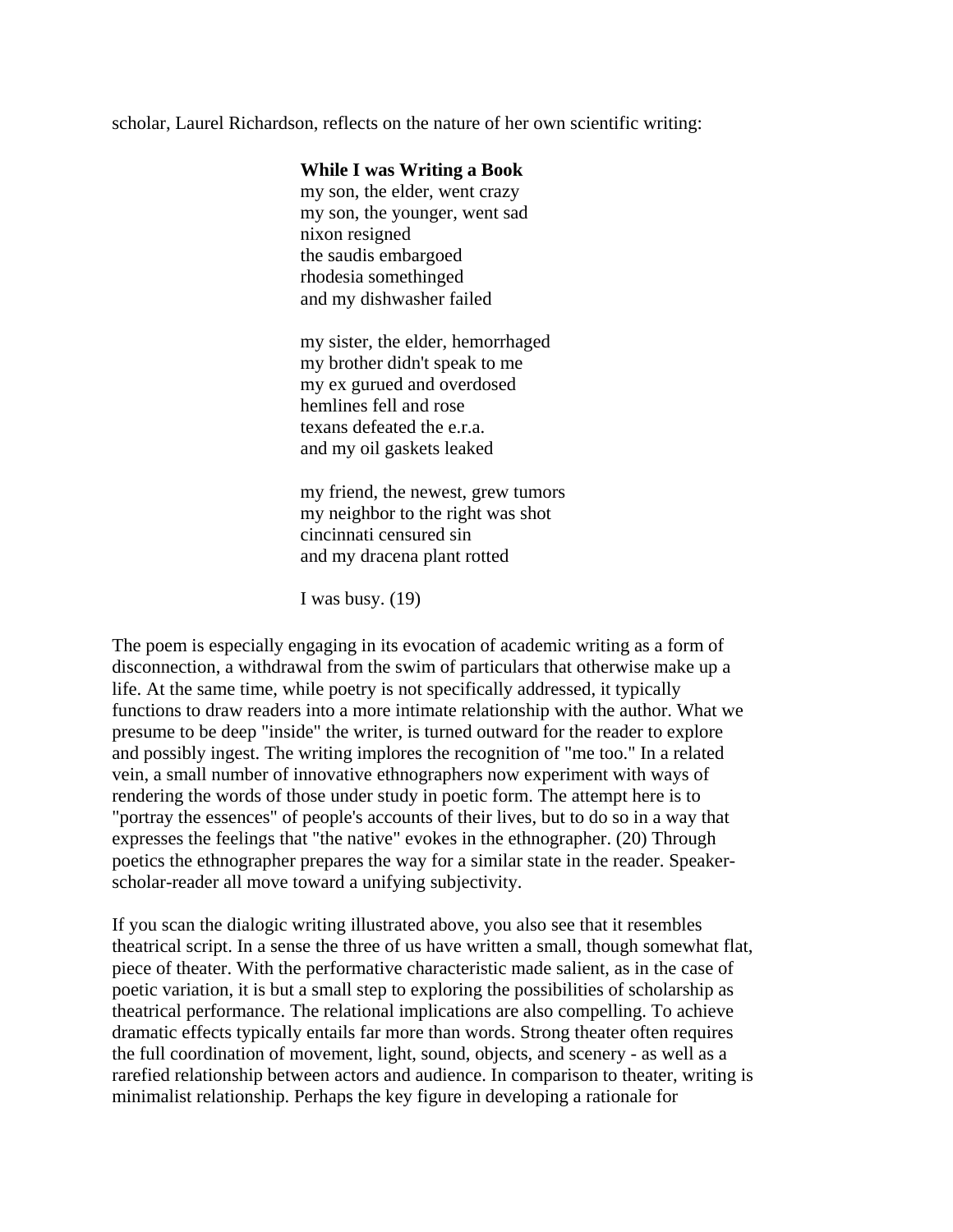scholar, Laurel Richardson, reflects on the nature of her own scientific writing:

> **While I was Writing a Book**
> my son, the elder, went crazy
> my son, the younger, went sad
> nixon resigned
> the saudis embargoed
> rhodesia somethinged
> and my dishwasher failed
>
> my sister, the elder, hemorrhaged
> my brother didn't speak to me
> my ex gurued and overdosed
> hemlines fell and rose
> texans defeated the e.r.a.
> and my oil gaskets leaked
>
> my friend, the newest, grew tumors
> my neighbor to the right was shot
> cincinnati censured sin
> and my dracena plant rotted
>
> I was busy. (19)

The poem is especially engaging in its evocation of academic writing as a form of disconnection, a withdrawal from the swim of particulars that otherwise make up a life. At the same time, while poetry is not specifically addressed, it typically functions to draw readers into a more intimate relationship with the author. What we presume to be deep "inside" the writer, is turned outward for the reader to explore and possibly ingest. The writing implores the recognition of "me too." In a related vein, a small number of innovative ethnographers now experiment with ways of rendering the words of those under study in poetic form. The attempt here is to "portray the essences" of people's accounts of their lives, but to do so in a way that expresses the feelings that "the native" evokes in the ethnographer. (20) Through poetics the ethnographer prepares the way for a similar state in the reader. Speaker-scholar-reader all move toward a unifying subjectivity.

If you scan the dialogic writing illustrated above, you also see that it resembles theatrical script. In a sense the three of us have written a small, though somewhat flat, piece of theater. With the performative characteristic made salient, as in the case of poetic variation, it is but a small step to exploring the possibilities of scholarship as theatrical performance. The relational implications are also compelling. To achieve dramatic effects typically entails far more than words. Strong theater often requires the full coordination of movement, light, sound, objects, and scenery - as well as a rarefied relationship between actors and audience. In comparison to theater, writing is minimalist relationship. Perhaps the key figure in developing a rationale for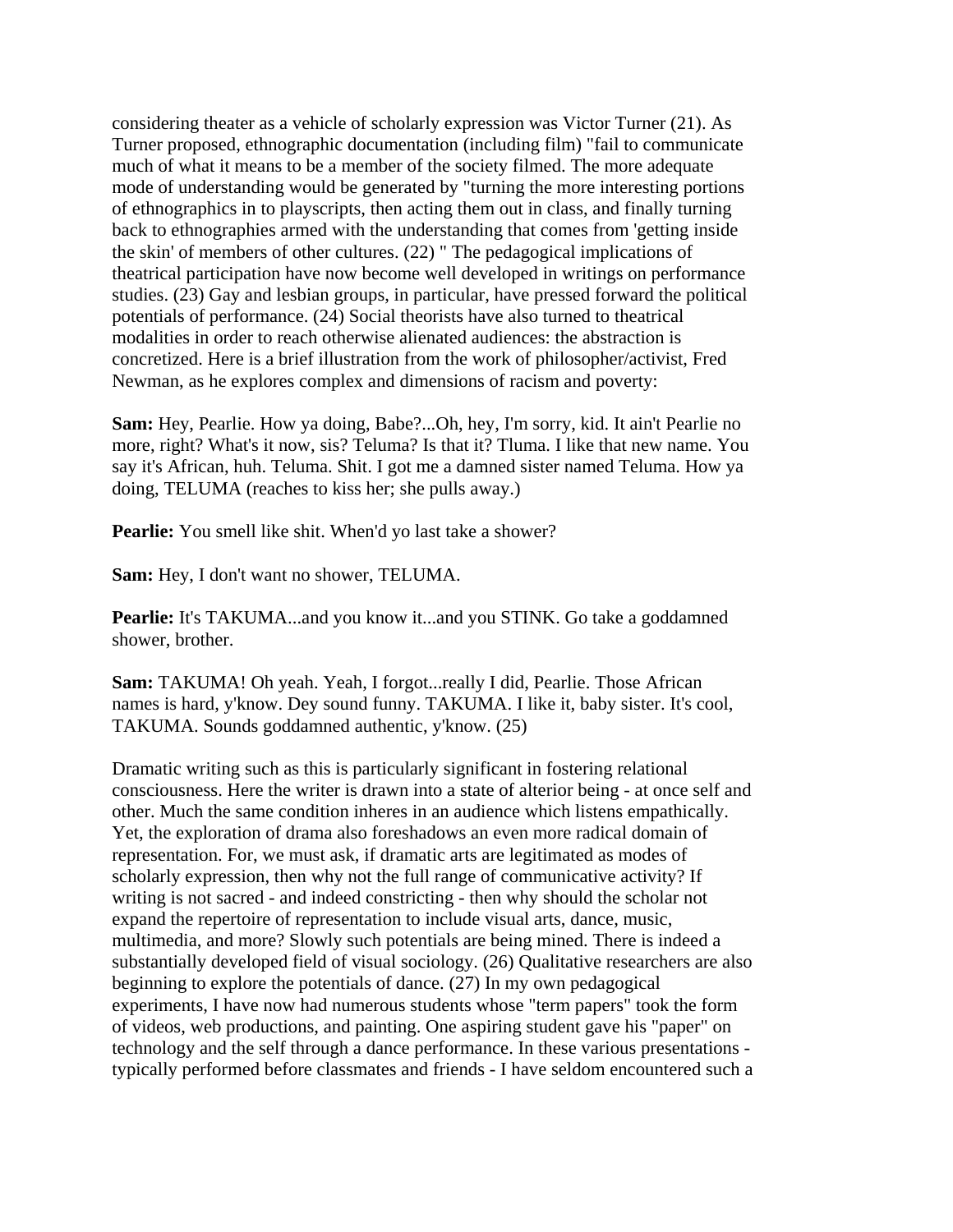considering theater as a vehicle of scholarly expression was Victor Turner (21). As Turner proposed, ethnographic documentation (including film) "fail to communicate much of what it means to be a member of the society filmed. The more adequate mode of understanding would be generated by "turning the more interesting portions of ethnographics in to playscripts, then acting them out in class, and finally turning back to ethnographies armed with the understanding that comes from 'getting inside the skin' of members of other cultures. (22) " The pedagogical implications of theatrical participation have now become well developed in writings on performance studies. (23) Gay and lesbian groups, in particular, have pressed forward the political potentials of performance. (24) Social theorists have also turned to theatrical modalities in order to reach otherwise alienated audiences: the abstraction is concretized. Here is a brief illustration from the work of philosopher/activist, Fred Newman, as he explores complex and dimensions of racism and poverty:

**Sam:** Hey, Pearlie. How ya doing, Babe?...Oh, hey, I'm sorry, kid. It ain't Pearlie no more, right? What's it now, sis? Teluma? Is that it? Tluma. I like that new name. You say it's African, huh. Teluma. Shit. I got me a damned sister named Teluma. How ya doing, TELUMA (reaches to kiss her; she pulls away.)

**Pearlie:** You smell like shit. When'd yo last take a shower?

**Sam:** Hey, I don't want no shower, TELUMA.

**Pearlie:** It's TAKUMA...and you know it...and you STINK. Go take a goddamned shower, brother.

**Sam:** TAKUMA! Oh yeah. Yeah, I forgot...really I did, Pearlie. Those African names is hard, y'know. Dey sound funny. TAKUMA. I like it, baby sister. It's cool, TAKUMA. Sounds goddamned authentic, y'know. (25)

Dramatic writing such as this is particularly significant in fostering relational consciousness. Here the writer is drawn into a state of alterior being - at once self and other. Much the same condition inheres in an audience which listens empathically. Yet, the exploration of drama also foreshadows an even more radical domain of representation. For, we must ask, if dramatic arts are legitimated as modes of scholarly expression, then why not the full range of communicative activity? If writing is not sacred - and indeed constricting - then why should the scholar not expand the repertoire of representation to include visual arts, dance, music, multimedia, and more? Slowly such potentials are being mined. There is indeed a substantially developed field of visual sociology. (26) Qualitative researchers are also beginning to explore the potentials of dance. (27) In my own pedagogical experiments, I have now had numerous students whose "term papers" took the form of videos, web productions, and painting. One aspiring student gave his "paper" on technology and the self through a dance performance. In these various presentations - typically performed before classmates and friends - I have seldom encountered such a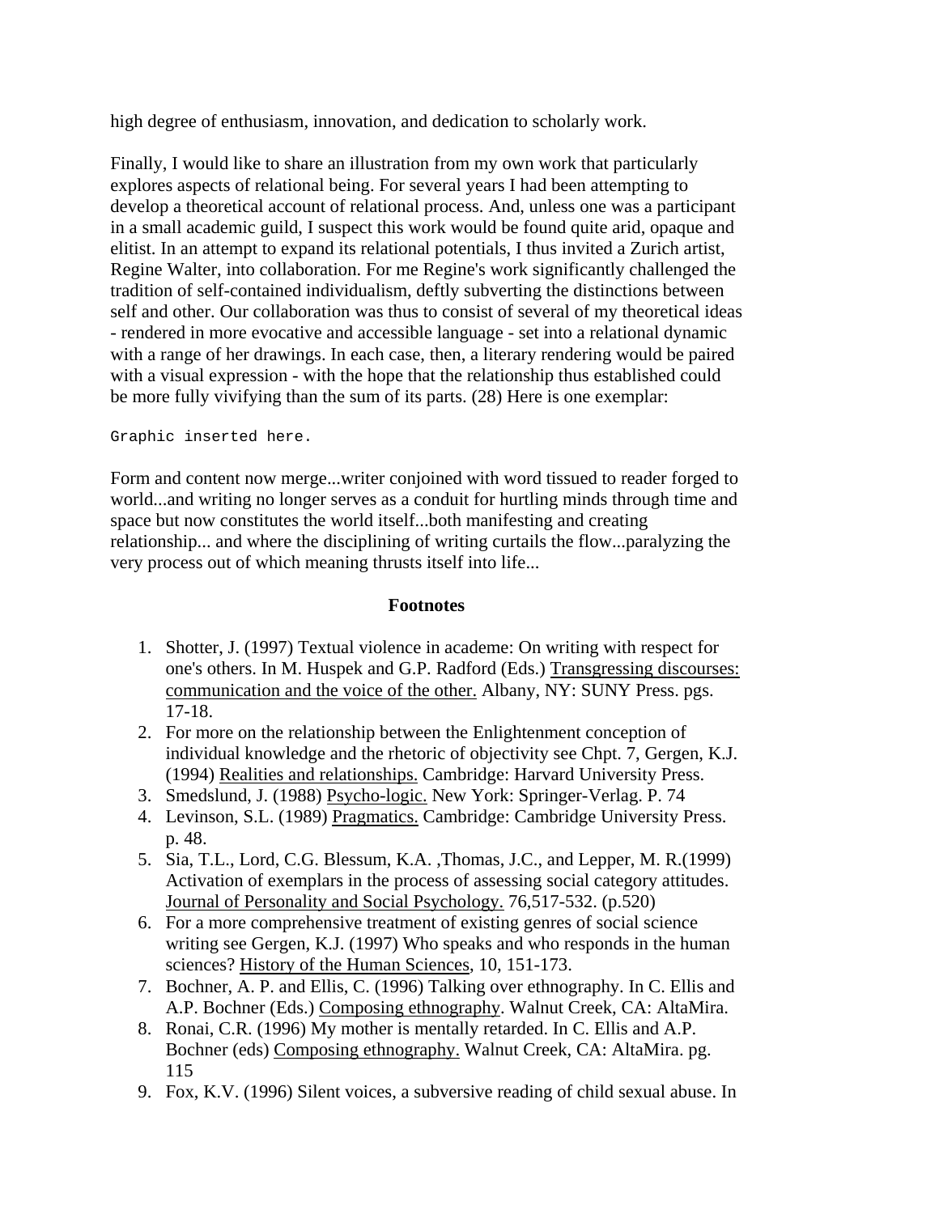high degree of enthusiasm, innovation, and dedication to scholarly work.

Finally, I would like to share an illustration from my own work that particularly explores aspects of relational being. For several years I had been attempting to develop a theoretical account of relational process. And, unless one was a participant in a small academic guild, I suspect this work would be found quite arid, opaque and elitist. In an attempt to expand its relational potentials, I thus invited a Zurich artist, Regine Walter, into collaboration. For me Regine's work significantly challenged the tradition of self-contained individualism, deftly subverting the distinctions between self and other. Our collaboration was thus to consist of several of my theoretical ideas - rendered in more evocative and accessible language - set into a relational dynamic with a range of her drawings. In each case, then, a literary rendering would be paired with a visual expression - with the hope that the relationship thus established could be more fully vivifying than the sum of its parts. (28) Here is one exemplar:

```
Graphic inserted here.
```

Form and content now merge...writer conjoined with word tissued to reader forged to world...and writing no longer serves as a conduit for hurtling minds through time and space but now constitutes the world itself...both manifesting and creating relationship... and where the disciplining of writing curtails the flow...paralyzing the very process out of which meaning thrusts itself into life...

### Footnotes

1. Shotter, J. (1997) Textual violence in academe: On writing with respect for one's others. In M. Huspek and G.P. Radford (Eds.) Transgressing discourses: communication and the voice of the other. Albany, NY: SUNY Press. pgs. 17-18.
2. For more on the relationship between the Enlightenment conception of individual knowledge and the rhetoric of objectivity see Chpt. 7, Gergen, K.J. (1994) Realities and relationships. Cambridge: Harvard University Press.
3. Smedslund, J. (1988) Psycho-logic. New York: Springer-Verlag. P. 74
4. Levinson, S.L. (1989) Pragmatics. Cambridge: Cambridge University Press. p. 48.
5. Sia, T.L., Lord, C.G. Blessum, K.A. ,Thomas, J.C., and Lepper, M. R.(1999) Activation of exemplars in the process of assessing social category attitudes. Journal of Personality and Social Psychology. 76,517-532. (p.520)
6. For a more comprehensive treatment of existing genres of social science writing see Gergen, K.J. (1997) Who speaks and who responds in the human sciences? History of the Human Sciences, 10, 151-173.
7. Bochner, A. P. and Ellis, C. (1996) Talking over ethnography. In C. Ellis and A.P. Bochner (Eds.) Composing ethnography. Walnut Creek, CA: AltaMira.
8. Ronai, C.R. (1996) My mother is mentally retarded. In C. Ellis and A.P. Bochner (eds) Composing ethnography. Walnut Creek, CA: AltaMira. pg. 115
9. Fox, K.V. (1996) Silent voices, a subversive reading of child sexual abuse. In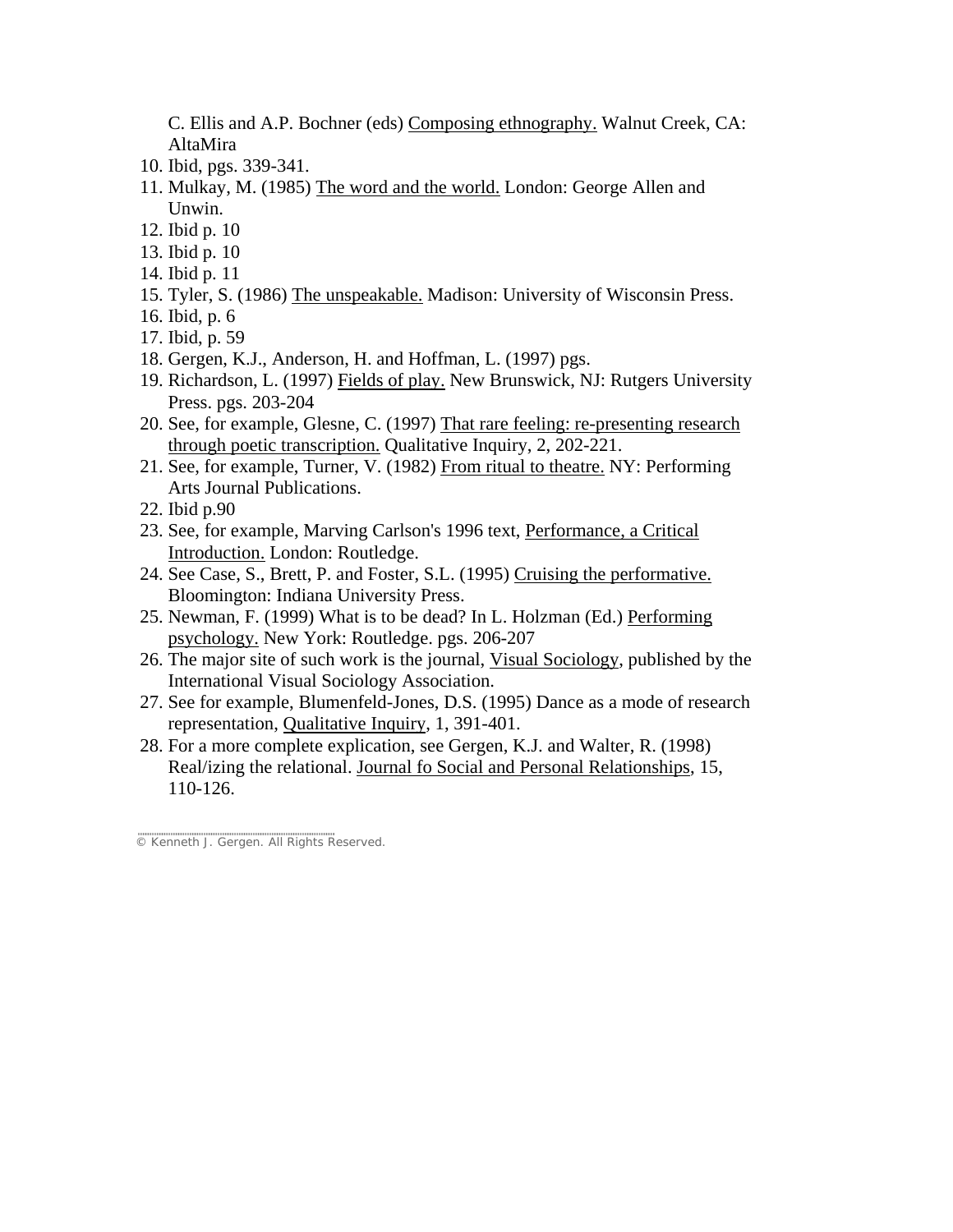C. Ellis and A.P. Bochner (eds) Composing ethnography. Walnut Creek, CA: AltaMira

10. Ibid, pgs. 339-341.
11. Mulkay, M. (1985) The word and the world. London: George Allen and Unwin.
12. Ibid p. 10
13. Ibid p. 10
14. Ibid p. 11
15. Tyler, S. (1986) The unspeakable. Madison: University of Wisconsin Press.
16. Ibid, p. 6
17. Ibid, p. 59
18. Gergen, K.J., Anderson, H. and Hoffman, L. (1997) pgs.
19. Richardson, L. (1997) Fields of play. New Brunswick, NJ: Rutgers University Press. pgs. 203-204
20. See, for example, Glesne, C. (1997) That rare feeling: re-presenting research through poetic transcription. Qualitative Inquiry, 2, 202-221.
21. See, for example, Turner, V. (1982) From ritual to theatre. NY: Performing Arts Journal Publications.
22. Ibid p.90
23. See, for example, Marving Carlson's 1996 text, Performance, a Critical Introduction. London: Routledge.
24. See Case, S., Brett, P. and Foster, S.L. (1995) Cruising the performative. Bloomington: Indiana University Press.
25. Newman, F. (1999) What is to be dead? In L. Holzman (Ed.) Performing psychology. New York: Routledge. pgs. 206-207
26. The major site of such work is the journal, Visual Sociology, published by the International Visual Sociology Association.
27. See for example, Blumenfeld-Jones, D.S. (1995) Dance as a mode of research representation, Qualitative Inquiry, 1, 391-401.
28. For a more complete explication, see Gergen, K.J. and Walter, R. (1998) Real/izing the relational. Journal fo Social and Personal Relationships, 15, 110-126.

© Kenneth J. Gergen. All Rights Reserved.